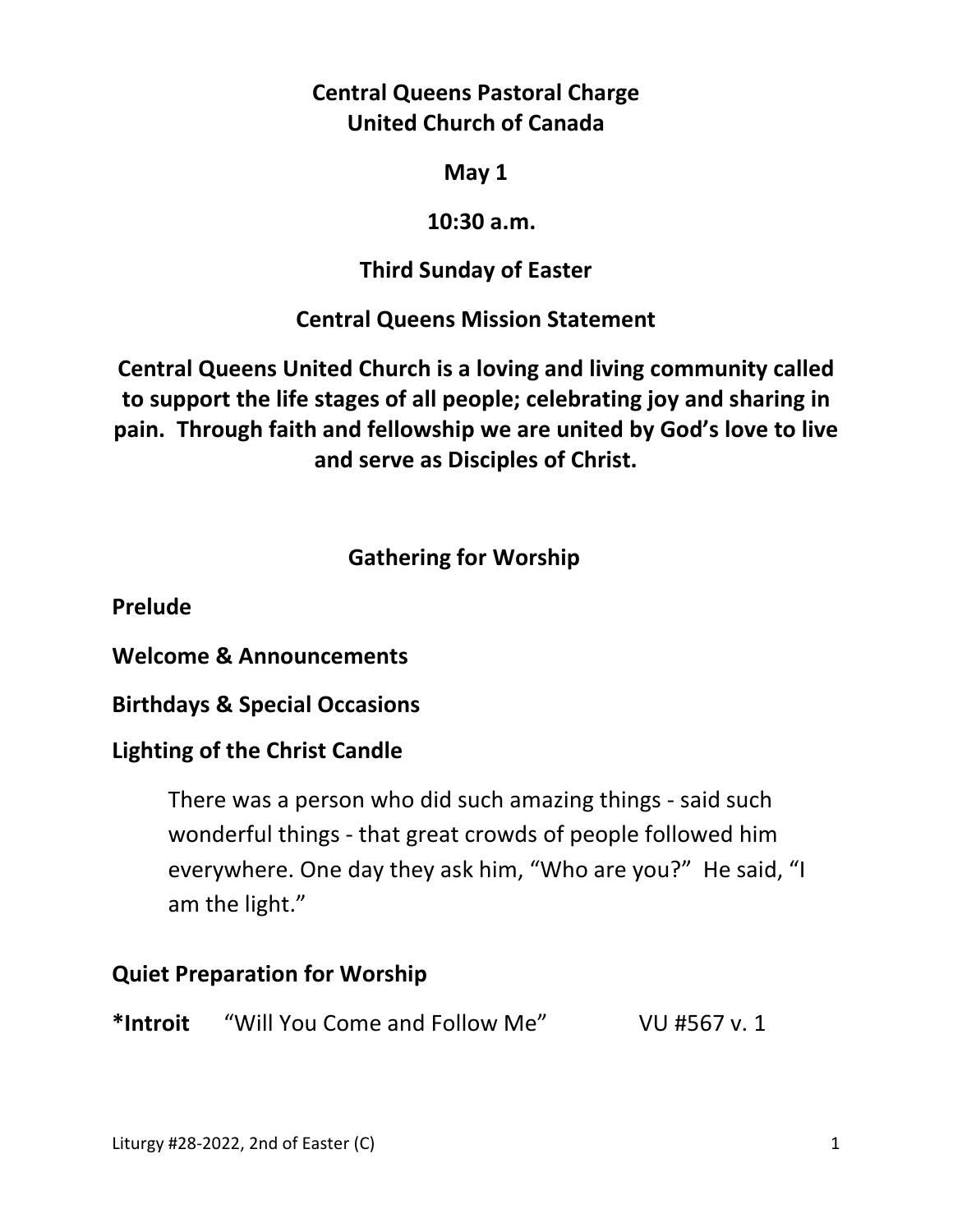**Central Queens Pastoral Charge**
**United Church of Canada**

**May 1**

**10:30 a.m.**

**Third Sunday of Easter**

**Central Queens Mission Statement**

**Central Queens United Church is a loving and living community called to support the life stages of all people; celebrating joy and sharing in pain. Through faith and fellowship we are united by God's love to live and serve as Disciples of Christ.**

## Gathering for Worship

**Prelude**

**Welcome & Announcements**

**Birthdays & Special Occasions**

**Lighting of the Christ Candle**

> There was a person who did such amazing things - said such wonderful things - that great crowds of people followed him everywhere. One day they ask him, "Who are you?" He said, "I am the light."

**Quiet Preparation for Worship**

**\*Introit** "Will You Come and Follow Me" VU #567 v. 1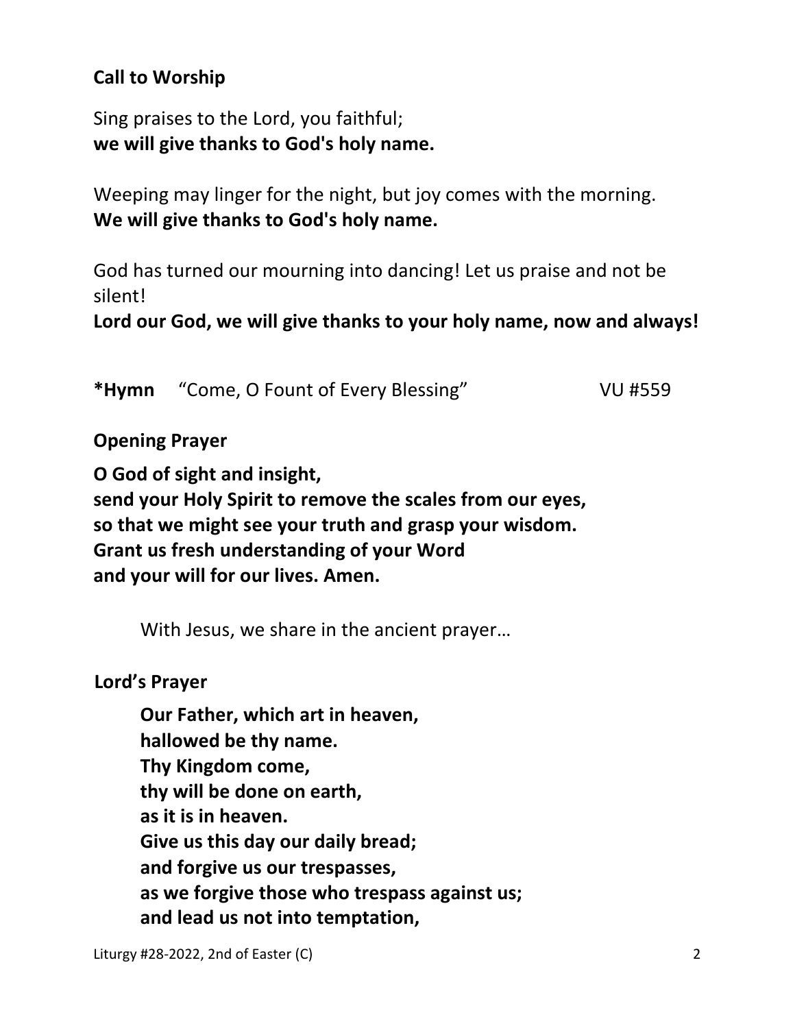**Call to Worship**

Sing praises to the Lord, you faithful;
**we will give thanks to God's holy name.**

Weeping may linger for the night, but joy comes with the morning.
**We will give thanks to God's holy name.**

God has turned our mourning into dancing! Let us praise and not be silent!
**Lord our God, we will give thanks to your holy name, now and always!**

**\*Hymn** "Come, O Fount of Every Blessing" VU #559

**Opening Prayer**

**O God of sight and insight,**
**send your Holy Spirit to remove the scales from our eyes,**
**so that we might see your truth and grasp your wisdom.**
**Grant us fresh understanding of your Word**
**and your will for our lives. Amen.**

With Jesus, we share in the ancient prayer…

**Lord's Prayer**

**Our Father, which art in heaven,**
**hallowed be thy name.**
**Thy Kingdom come,**
**thy will be done on earth,**
**as it is in heaven.**
**Give us this day our daily bread;**
**and forgive us our trespasses,**
**as we forgive those who trespass against us;**
**and lead us not into temptation,**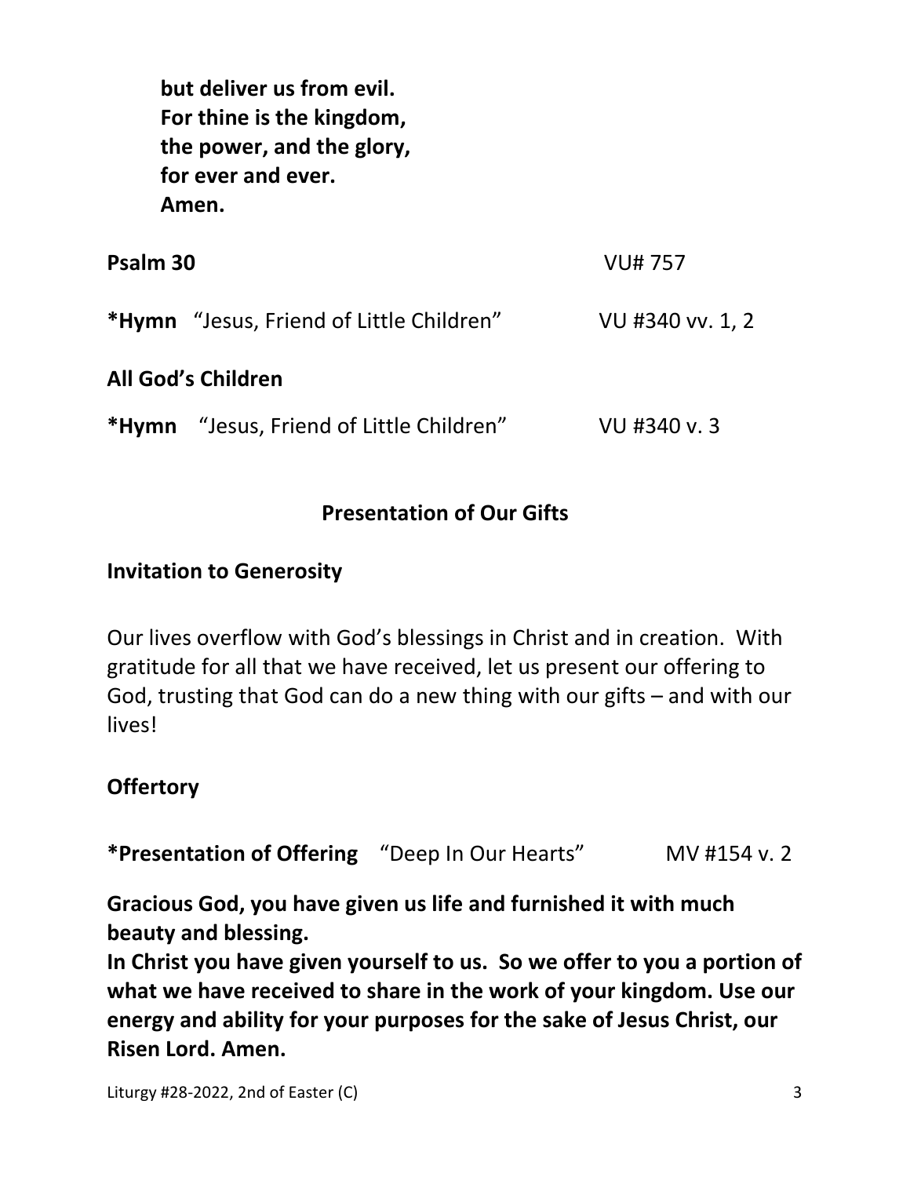**but deliver us from evil.**
**For thine is the kingdom,**
**the power, and the glory,**
**for ever and ever.**
**Amen.**

**Psalm 30** VU# 757

***Hymn** "Jesus, Friend of Little Children" VU #340 vv. 1, 2

**All God's Children**

***Hymn** "Jesus, Friend of Little Children" VU #340 v. 3

## Presentation of Our Gifts

**Invitation to Generosity**

Our lives overflow with God's blessings in Christ and in creation. With gratitude for all that we have received, let us present our offering to God, trusting that God can do a new thing with our gifts – and with our lives!

**Offertory**

***Presentation of Offering** "Deep In Our Hearts" MV #154 v. 2

**Gracious God, you have given us life and furnished it with much beauty and blessing.**
**In Christ you have given yourself to us. So we offer to you a portion of what we have received to share in the work of your kingdom. Use our energy and ability for your purposes for the sake of Jesus Christ, our Risen Lord. Amen.**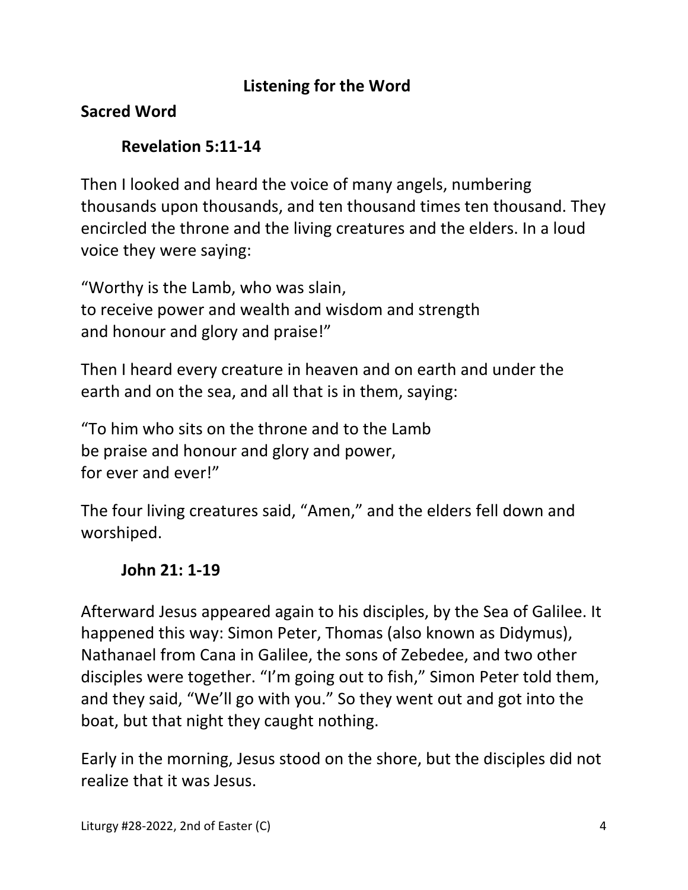## Listening for the Word

### Sacred Word

#### Revelation 5:11-14

Then I looked and heard the voice of many angels, numbering thousands upon thousands, and ten thousand times ten thousand. They encircled the throne and the living creatures and the elders. In a loud voice they were saying:

"Worthy is the Lamb, who was slain,
to receive power and wealth and wisdom and strength
and honour and glory and praise!"

Then I heard every creature in heaven and on earth and under the earth and on the sea, and all that is in them, saying:

"To him who sits on the throne and to the Lamb
be praise and honour and glory and power,
for ever and ever!"

The four living creatures said, "Amen," and the elders fell down and worshiped.

#### John 21: 1-19

Afterward Jesus appeared again to his disciples, by the Sea of Galilee. It happened this way: Simon Peter, Thomas (also known as Didymus), Nathanael from Cana in Galilee, the sons of Zebedee, and two other disciples were together. "I'm going out to fish," Simon Peter told them, and they said, "We'll go with you." So they went out and got into the boat, but that night they caught nothing.

Early in the morning, Jesus stood on the shore, but the disciples did not realize that it was Jesus.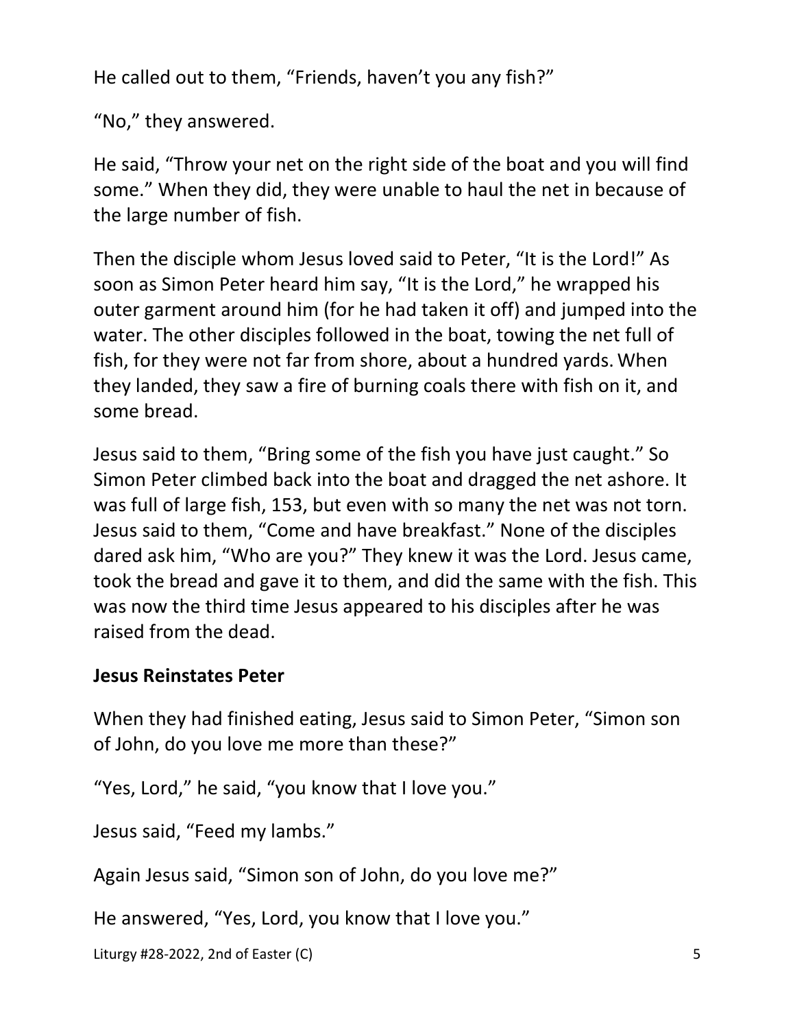He called out to them, “Friends, haven’t you any fish?”

“No,” they answered.

He said, “Throw your net on the right side of the boat and you will find some.” When they did, they were unable to haul the net in because of the large number of fish.

Then the disciple whom Jesus loved said to Peter, “It is the Lord!” As soon as Simon Peter heard him say, “It is the Lord,” he wrapped his outer garment around him (for he had taken it off) and jumped into the water. The other disciples followed in the boat, towing the net full of fish, for they were not far from shore, about a hundred yards. When they landed, they saw a fire of burning coals there with fish on it, and some bread.

Jesus said to them, “Bring some of the fish you have just caught.” So Simon Peter climbed back into the boat and dragged the net ashore. It was full of large fish, 153, but even with so many the net was not torn. Jesus said to them, “Come and have breakfast.” None of the disciples dared ask him, “Who are you?” They knew it was the Lord. Jesus came, took the bread and gave it to them, and did the same with the fish. This was now the third time Jesus appeared to his disciples after he was raised from the dead.

**Jesus Reinstates Peter**

When they had finished eating, Jesus said to Simon Peter, “Simon son of John, do you love me more than these?”

“Yes, Lord,” he said, “you know that I love you.”

Jesus said, “Feed my lambs.”

Again Jesus said, “Simon son of John, do you love me?”

He answered, “Yes, Lord, you know that I love you.”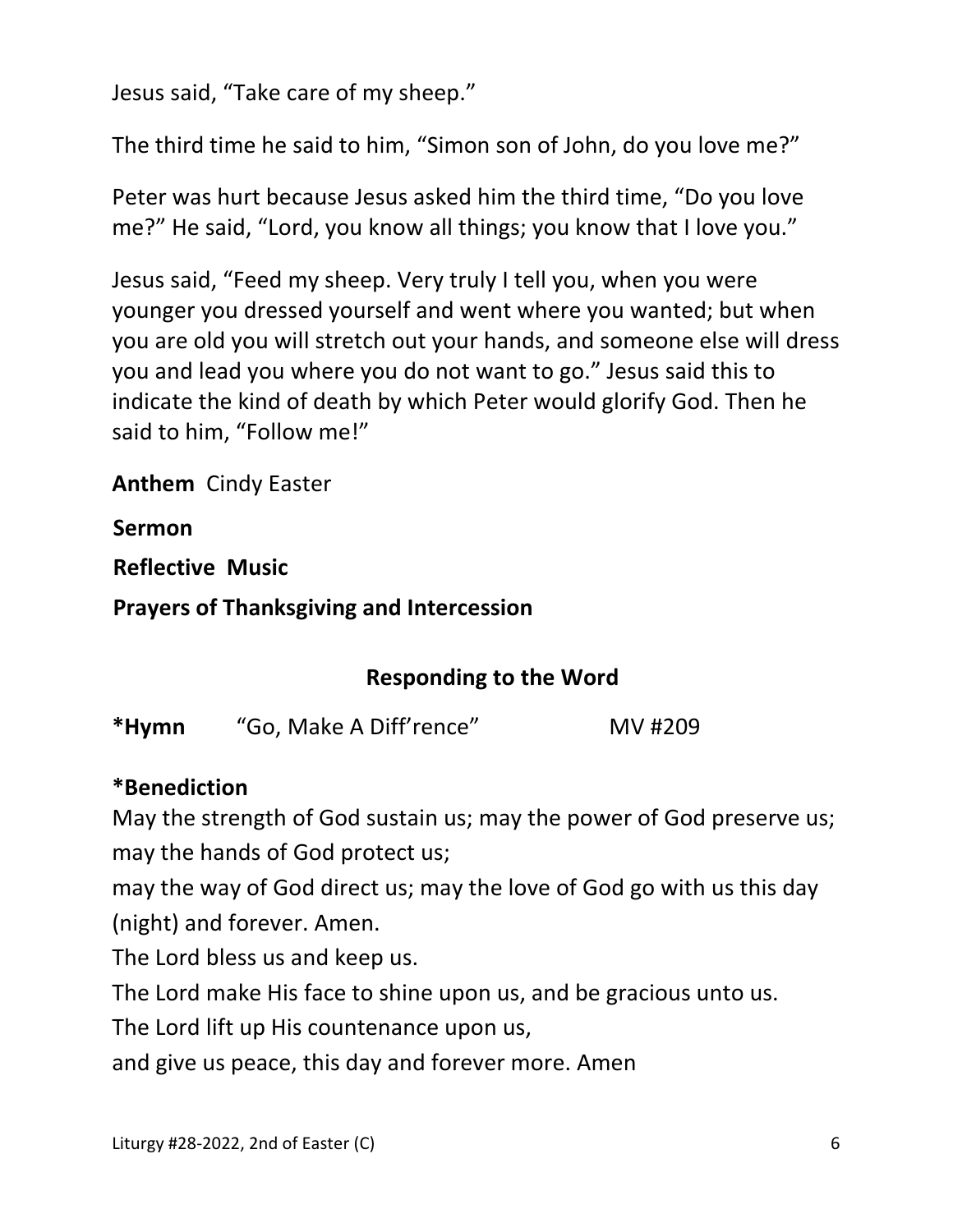Jesus said, “Take care of my sheep.”

The third time he said to him, “Simon son of John, do you love me?”

Peter was hurt because Jesus asked him the third time, “Do you love me?” He said, “Lord, you know all things; you know that I love you.”

Jesus said, “Feed my sheep. Very truly I tell you, when you were younger you dressed yourself and went where you wanted; but when you are old you will stretch out your hands, and someone else will dress you and lead you where you do not want to go.” Jesus said this to indicate the kind of death by which Peter would glorify God. Then he said to him, “Follow me!”

**Anthem** Cindy Easter

**Sermon**

**Reflective Music**

**Prayers of Thanksgiving and Intercession**

## Responding to the Word

**\*Hymn** “Go, Make A Diff’rence” MV #209

**\*Benediction**

May the strength of God sustain us; may the power of God preserve us; may the hands of God protect us;

may the way of God direct us; may the love of God go with us this day (night) and forever. Amen.

The Lord bless us and keep us.

The Lord make His face to shine upon us, and be gracious unto us.

The Lord lift up His countenance upon us,

and give us peace, this day and forever more. Amen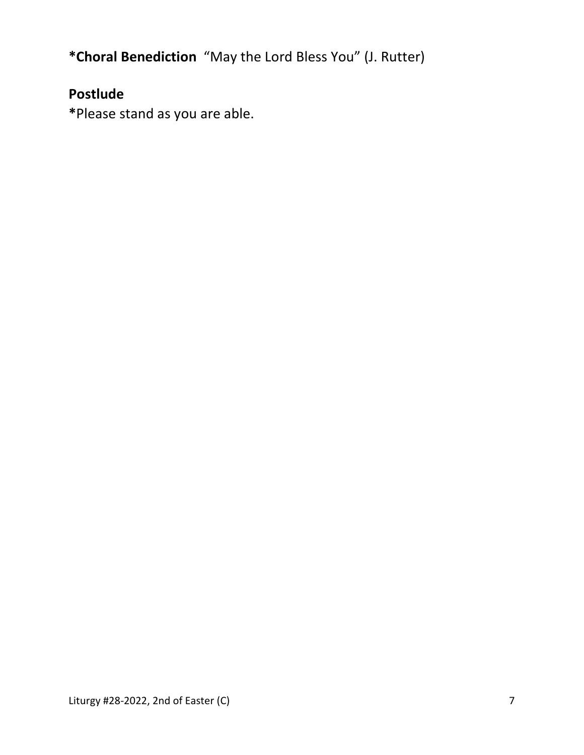***Choral Benediction** “May the Lord Bless You” (J. Rutter)

**Postlude**

*Please stand as you are able.